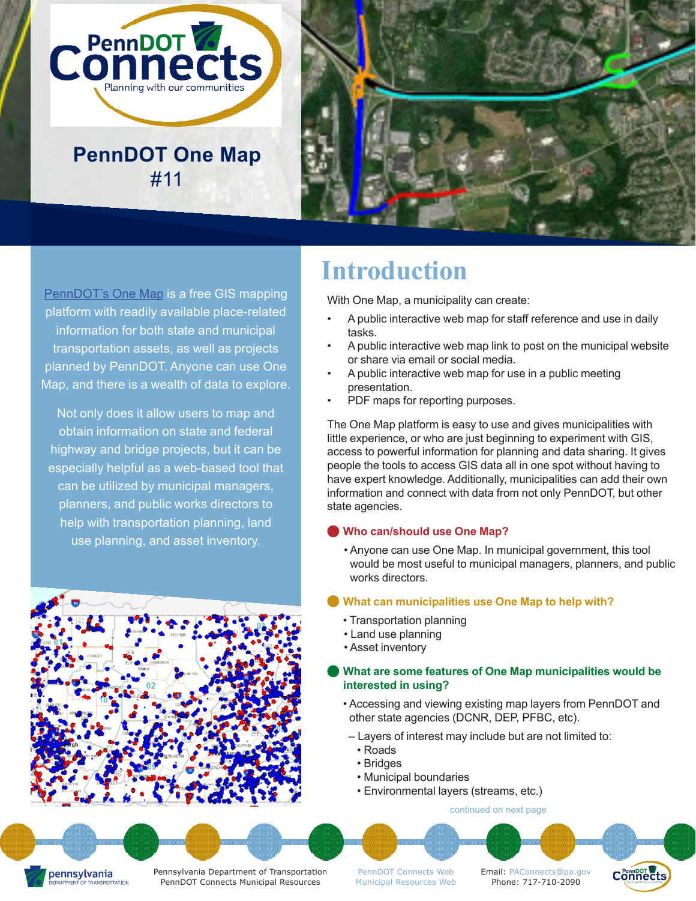# PennDOT Connects

Planning with our communities

## PennDOT One Map #11

PennDOT's One Map is a free GIS mapping platform with readily available place-related information for both state and municipal transportation assets, as well as projects planned by PennDOT. Anyone can use One Map, and there is a wealth of data to explore.

Not only does it allow users to map and obtain information on state and federal highway and bridge projects, but it can be especially helpful as a web-based tool that can be utilized by municipal managers, planners, and public works directors to help with transportation planning, land use planning, and asset inventory.

## Introduction

With One Map, a municipality can create:

- A public interactive web map for staff reference and use in daily tasks.
- A public interactive web map link to post on the municipal website or share via email or social media.
- A public interactive web map for use in a public meeting presentation.
- PDF maps for reporting purposes.

The One Map platform is easy to use and gives municipalities with little experience, or who are just beginning to experiment with GIS, access to powerful information for planning and data sharing. It gives people the tools to access GIS data all in one spot without having to have expert knowledge. Additionally, municipalities can add their own information and connect with data from not only PennDOT, but other state agencies.

### Who can/should use One Map?

- Anyone can use One Map. In municipal government, this tool would be most useful to municipal managers, planners, and public works directors.

### What can municipalities use One Map to help with?

- Transportation planning
- Land use planning
- Asset inventory

### What are some features of One Map municipalities would be interested in using?

- Accessing and viewing existing map layers from PennDOT and other state agencies (DCNR, DEP, PFBC, etc).
  - Layers of interest may include but are not limited to:
    - Roads
    - Bridges
    - Municipal boundaries
    - Environmental layers (streams, etc.)

continued on next page

Pennsylvania Department of Transportation
PennDOT Connects Municipal Resources

PennDOT Connects Web
Municipal Resources Web

Email: PAConnects@pa.gov
Phone: 717-710-2090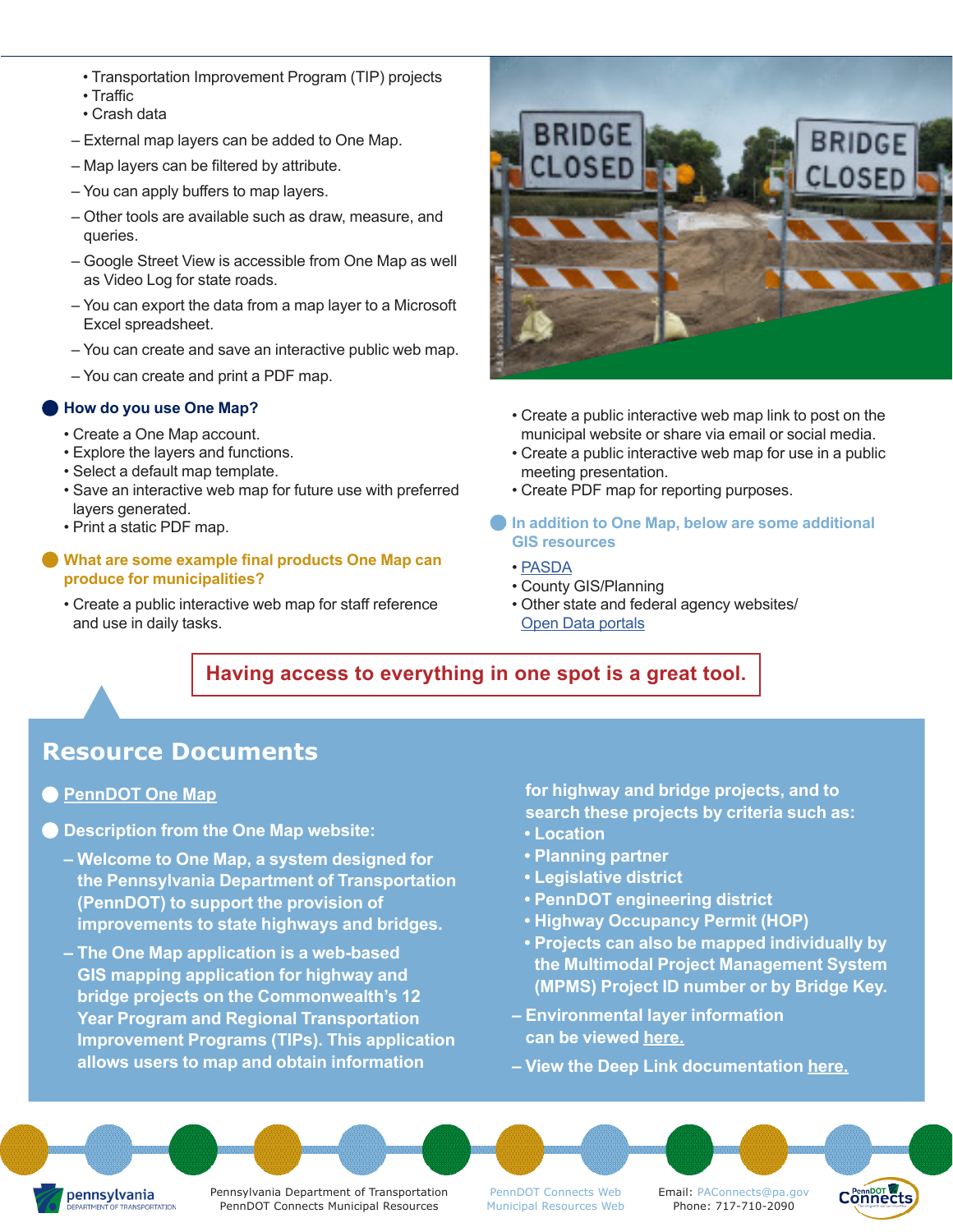- Transportation Improvement Program (TIP) projects
- Traffic
- Crash data

– External map layers can be added to One Map.

– Map layers can be filtered by attribute.

– You can apply buffers to map layers.

– Other tools are available such as draw, measure, and queries.

– Google Street View is accessible from One Map as well as Video Log for state roads.

– You can export the data from a map layer to a Microsoft Excel spreadsheet.

– You can create and save an interactive public web map.

– You can create and print a PDF map.

### How do you use One Map?

- Create a One Map account.
- Explore the layers and functions.
- Select a default map template.
- Save an interactive web map for future use with preferred layers generated.
- Print a static PDF map.

### What are some example final products One Map can produce for municipalities?

- Create a public interactive web map for staff reference and use in daily tasks.
- Create a public interactive web map link to post on the municipal website or share via email or social media.
- Create a public interactive web map for use in a public meeting presentation.
- Create PDF map for reporting purposes.

### In addition to One Map, below are some additional GIS resources

- PASDA
- County GIS/Planning
- Other state and federal agency websites/ Open Data portals

**Having access to everything in one spot is a great tool.**

## Resource Documents

- PennDOT One Map
- Description from the One Map website:

– Welcome to One Map, a system designed for the Pennsylvania Department of Transportation (PennDOT) to support the provision of improvements to state highways and bridges.

– The One Map application is a web-based GIS mapping application for highway and bridge projects on the Commonwealth's 12 Year Program and Regional Transportation Improvement Programs (TIPs). This application allows users to map and obtain information for highway and bridge projects, and to search these projects by criteria such as:

- Location
- Planning partner
- Legislative district
- PennDOT engineering district
- Highway Occupancy Permit (HOP)
- Projects can also be mapped individually by the Multimodal Project Management System (MPMS) Project ID number or by Bridge Key.

– Environmental layer information can be viewed here.

– View the Deep Link documentation here.

Pennsylvania Department of Transportation
PennDOT Connects Municipal Resources

PennDOT Connects Web
Municipal Resources Web

Email: PAConnects@pa.gov
Phone: 717-710-2090